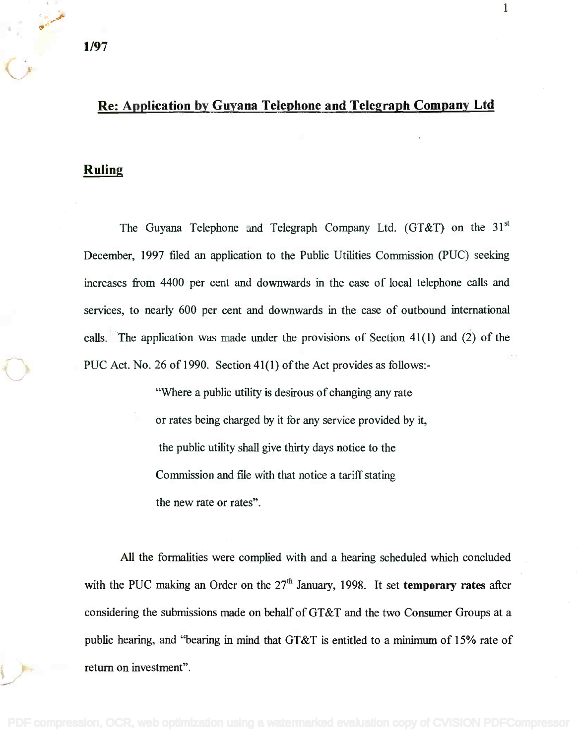**1/97**

## Re: Application by Guyana Telephone and Telegraph Company Ltd

## Ruling

The Guyana Telephone and Telegraph Company Ltd. (GT&T) on the 31st December, 1997 filed an application to the Public Utilities Commission (PUC) seeking increases from 4400 per cent and downwards in the case of local telephone calls and services, to nearly 600 per cent and downwards in the case of outbound international calls. The application was made under the provisions of Section 41(1) and (2) of the PUC Act. No. 26 of 1990. Section 41(1) of the Act provides as follows:-

> "Where a public utility is desirous of changing any rate or rates being charged by it for any service provided by it, the public utility shall give thirty days notice to the Commission and file with that notice a tariff stating the new rate or rates".

All the formalities were complied with and a hearing scheduled which concluded with the PUC making an Order on the 27th January, 1998. It set **temporary rates** after considering the submissions made on behalf of GT&T and the two Consumer Groups at a public hearing, and "bearing in mind that GT&T is entitled to a minimum of 15% rate of return on investment".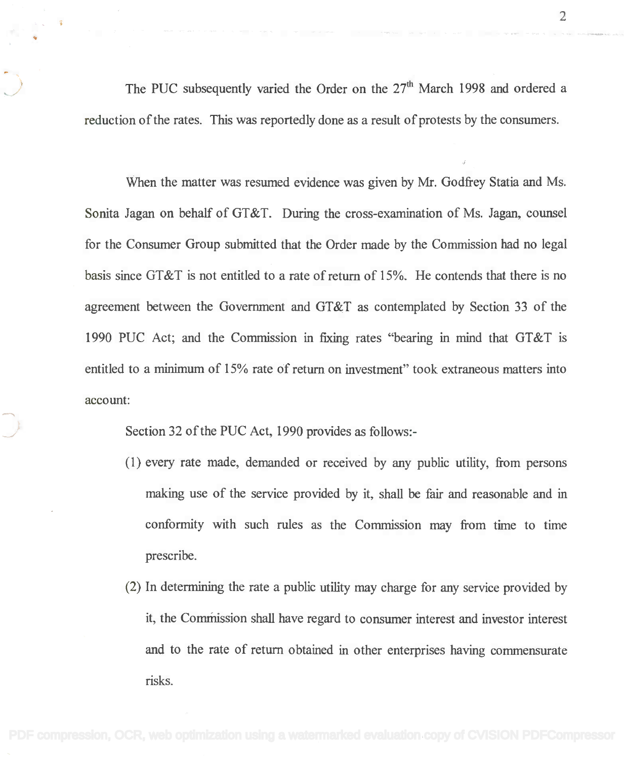The PUC subsequently varied the Order on the 27th March 1998 and ordered a reduction of the rates. This was reportedly done as a result of protests by the consumers.

When the matter was resumed evidence was given by Mr. Godfrey Statia and Ms. Sonita Jagan on behalf of GT&T. During the cross-examination of Ms. Jagan, counsel for the Consumer Group submitted that the Order made by the Commission had no legal basis since GT&T is not entitled to a rate of return of 15%. He contends that there is no agreement between the Government and GT&T as contemplated by Section 33 of the 1990 PUC Act; and the Commission in fixing rates "bearing in mind that GT&T is entitled to a minimum of 15% rate of return on investment" took extraneous matters into account:

Section 32 of the PUC Act, 1990 provides as follows:-

(1) every rate made, demanded or received by any public utility, from persons making use of the service provided by it, shall be fair and reasonable and in conformity with such rules as the Commission may from time to time prescribe.

(2) In determining the rate a public utility may charge for any service provided by it, the Commission shall have regard to consumer interest and investor interest and to the rate of return obtained in other enterprises having commensurate risks.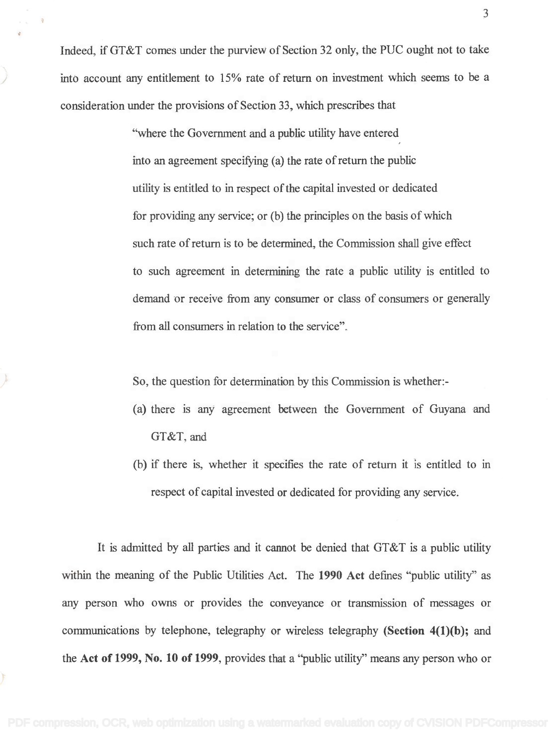Indeed, if GT&T comes under the purview of Section 32 only, the PUC ought not to take into account any entitlement to 15% rate of return on investment which seems to be a consideration under the provisions of Section 33, which prescribes that

> "where the Government and a public utility have entered into an agreement specifying (a) the rate of return the public utility is entitled to in respect of the capital invested or dedicated for providing any service; or (b) the principles on the basis of which such rate of return is to be determined, the Commission shall give effect to such agreement in determining the rate a public utility is entitled to demand or receive from any consumer or class of consumers or generally from all consumers in relation to the service".

So, the question for determination by this Commission is whether:-

(a) there is any agreement between the Government of Guyana and GT&T, and

(b) if there is, whether it specifies the rate of return it is entitled to in respect of capital invested or dedicated for providing any service.

It is admitted by all parties and it cannot be denied that GT&T is a public utility within the meaning of the Public Utilities Act. The **1990 Act** defines "public utility" as any person who owns or provides the conveyance or transmission of messages or communications by telephone, telegraphy or wireless telegraphy **(Section 4(1)(b);** and the **Act of 1999, No. 10 of 1999**, provides that a "public utility" means any person who or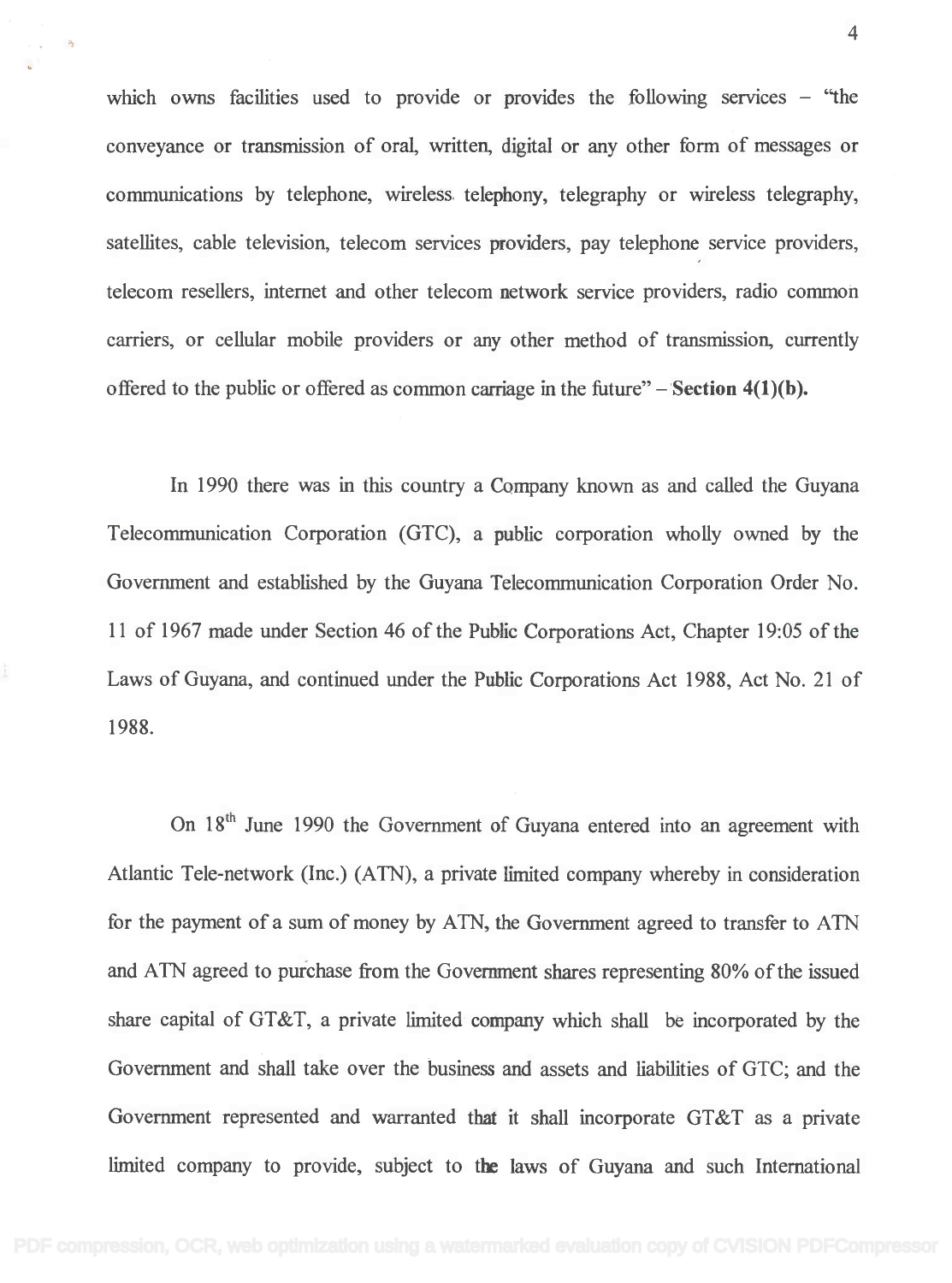which owns facilities used to provide or provides the following services – "the conveyance or transmission of oral, written, digital or any other form of messages or communications by telephone, wireless telephony, telegraphy or wireless telegraphy, satellites, cable television, telecom services providers, pay telephone service providers, telecom resellers, internet and other telecom network service providers, radio common carriers, or cellular mobile providers or any other method of transmission, currently offered to the public or offered as common carriage in the future" – **Section 4(1)(b).**

In 1990 there was in this country a Company known as and called the Guyana Telecommunication Corporation (GTC), a public corporation wholly owned by the Government and established by the Guyana Telecommunication Corporation Order No. 11 of 1967 made under Section 46 of the Public Corporations Act, Chapter 19:05 of the Laws of Guyana, and continued under the Public Corporations Act 1988, Act No. 21 of 1988.

On 18th June 1990 the Government of Guyana entered into an agreement with Atlantic Tele-network (Inc.) (ATN), a private limited company whereby in consideration for the payment of a sum of money by ATN, the Government agreed to transfer to ATN and ATN agreed to purchase from the Government shares representing 80% of the issued share capital of GT&T, a private limited company which shall be incorporated by the Government and shall take over the business and assets and liabilities of GTC; and the Government represented and warranted that it shall incorporate GT&T as a private limited company to provide, subject to the laws of Guyana and such International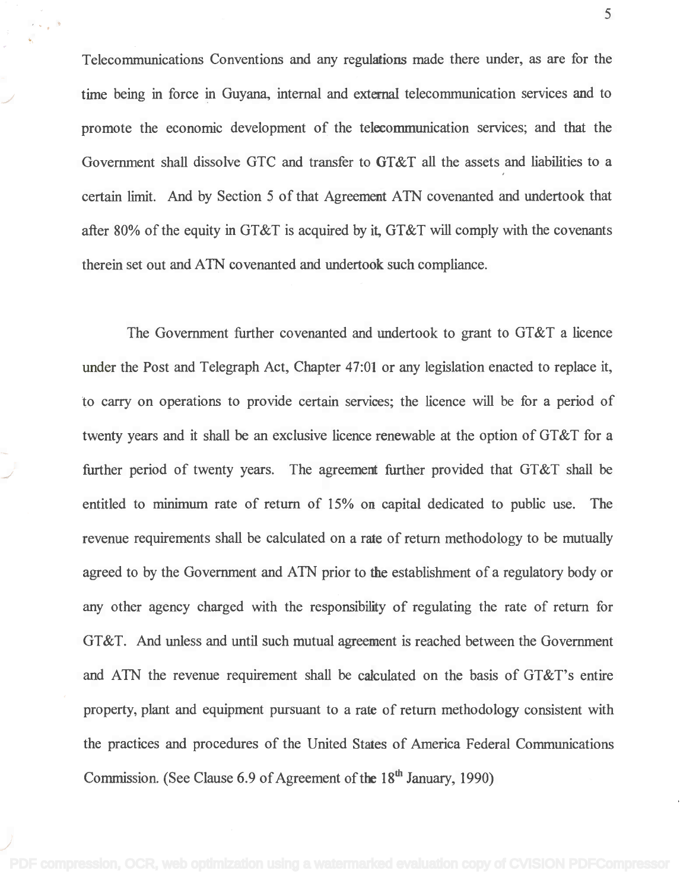Telecommunications Conventions and any regulations made there under, as are for the time being in force in Guyana, internal and external telecommunication services and to promote the economic development of the telecommunication services; and that the Government shall dissolve GTC and transfer to GT&T all the assets and liabilities to a certain limit. And by Section 5 of that Agreement ATN covenanted and undertook that after 80% of the equity in GT&T is acquired by it, GT&T will comply with the covenants therein set out and ATN covenanted and undertook such compliance.

The Government further covenanted and undertook to grant to GT&T a licence under the Post and Telegraph Act, Chapter 47:01 or any legislation enacted to replace it, to carry on operations to provide certain services; the licence will be for a period of twenty years and it shall be an exclusive licence renewable at the option of GT&T for a further period of twenty years. The agreement further provided that GT&T shall be entitled to minimum rate of return of 15% on capital dedicated to public use. The revenue requirements shall be calculated on a rate of return methodology to be mutually agreed to by the Government and ATN prior to the establishment of a regulatory body or any other agency charged with the responsibility of regulating the rate of return for GT&T. And unless and until such mutual agreement is reached between the Government and ATN the revenue requirement shall be calculated on the basis of GT&T's entire property, plant and equipment pursuant to a rate of return methodology consistent with the practices and procedures of the United States of America Federal Communications Commission. (See Clause 6.9 of Agreement of the 18th January, 1990)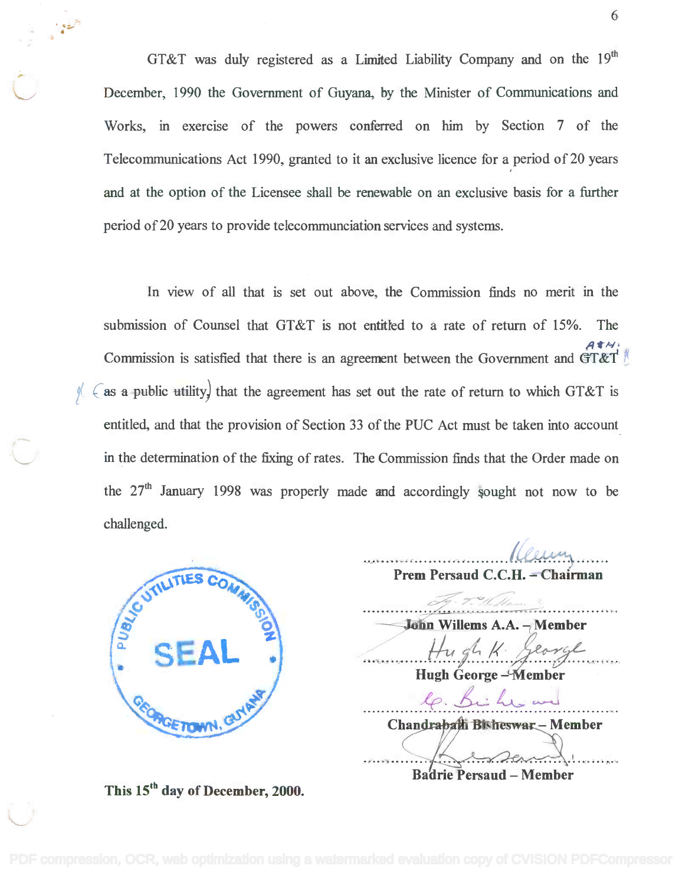GT&T was duly registered as a Limited Liability Company and on the 19th December, 1990 the Government of Guyana, by the Minister of Communications and Works, in exercise of the powers conferred on him by Section 7 of the Telecommunications Act 1990, granted to it an exclusive licence for a period of 20 years and at the option of the Licensee shall be renewable on an exclusive basis for a further period of 20 years to provide telecommunciation services and systems.

In view of all that is set out above, the Commission finds no merit in the submission of Counsel that GT&T is not entitled to a rate of return of 15%. The Commission is satisfied that there is an agreement between the Government and GT&T (as a public utility) that the agreement has set out the rate of return to which GT&T is entitled, and that the provision of Section 33 of the PUC Act must be taken into account in the determination of the fixing of rates. The Commission finds that the Order made on the 27th January 1998 was properly made and accordingly sought not now to be challenged.

PUBLIC UTILITIES COMMISSION
SEAL
GEORGETOWN, GUYANA

This 15th day of December, 2000.

..............................
**Prem Persaud C.C.H. – Chairman**

..............................
**John Willems A.A. – Member**

..............................
**Hugh George – Member**

..............................
**Chandrabali Bisheswar – Member**

..............................
**Badrie Persaud – Member**